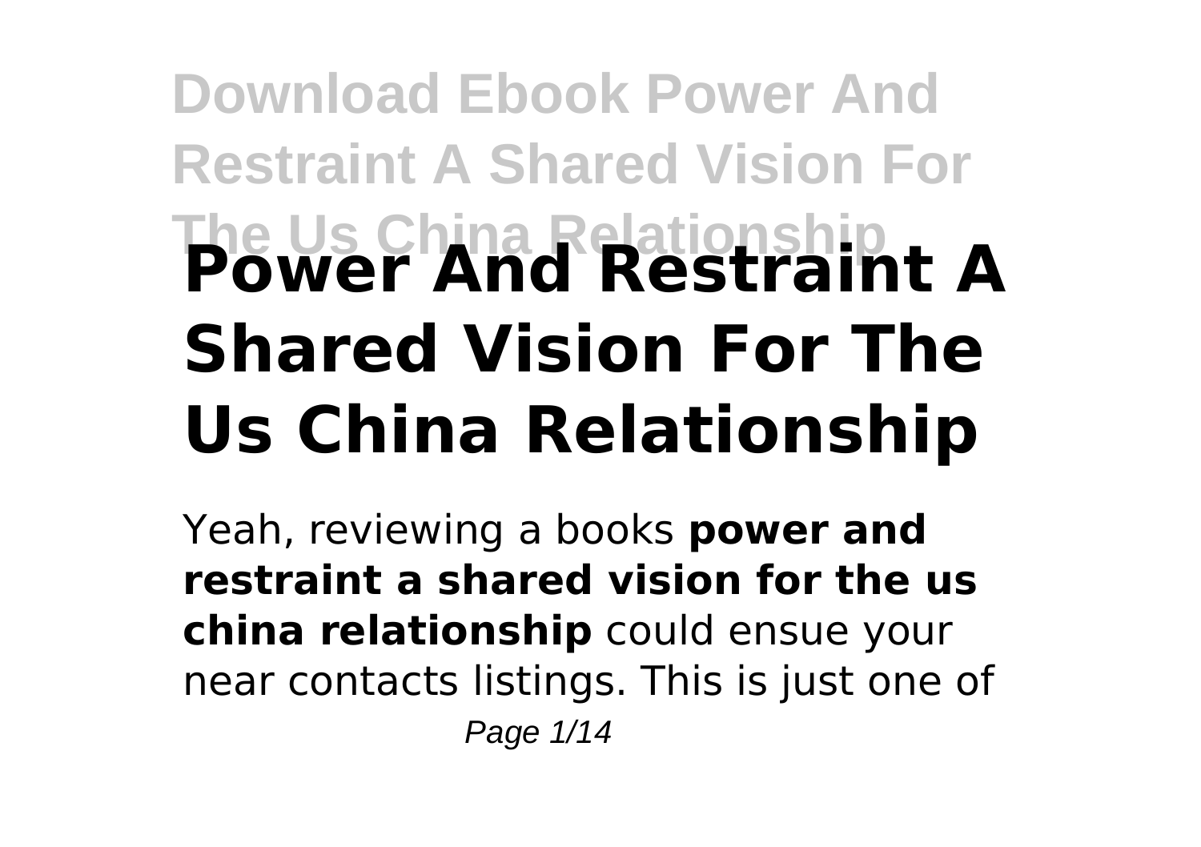# Power And Restraint A Shared Vision For The Us China Relationship

Yeah, reviewing a books **power and restraint a shared vision for the us china relationship** could ensue your near contacts listings. This is just one of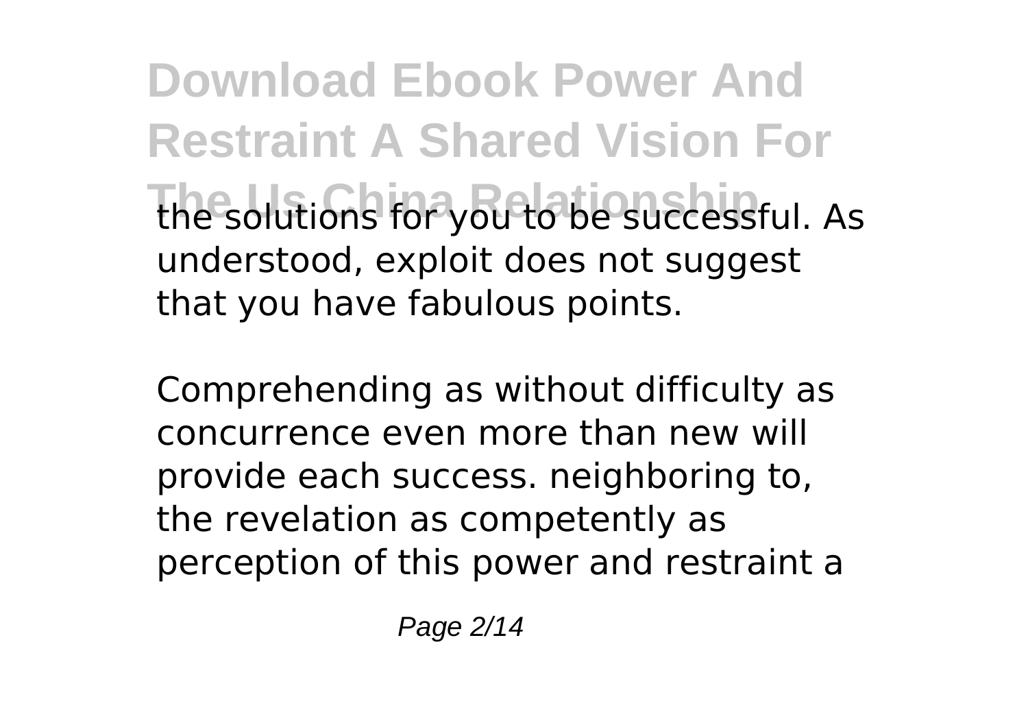the solutions for you to be successful. As understood, exploit does not suggest that you have fabulous points.

Comprehending as without difficulty as concurrence even more than new will provide each success. neighboring to, the revelation as competently as perception of this power and restraint a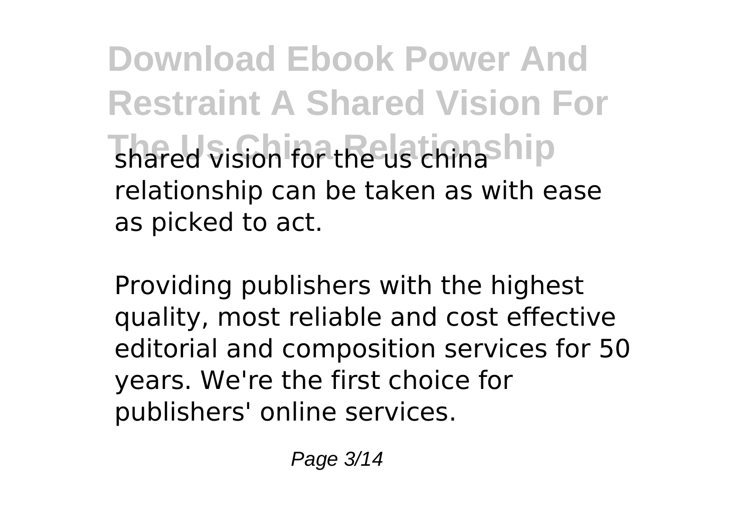shared vision for the us china relationship can be taken as with ease as picked to act.

Providing publishers with the highest quality, most reliable and cost effective editorial and composition services for 50 years. We're the first choice for publishers' online services.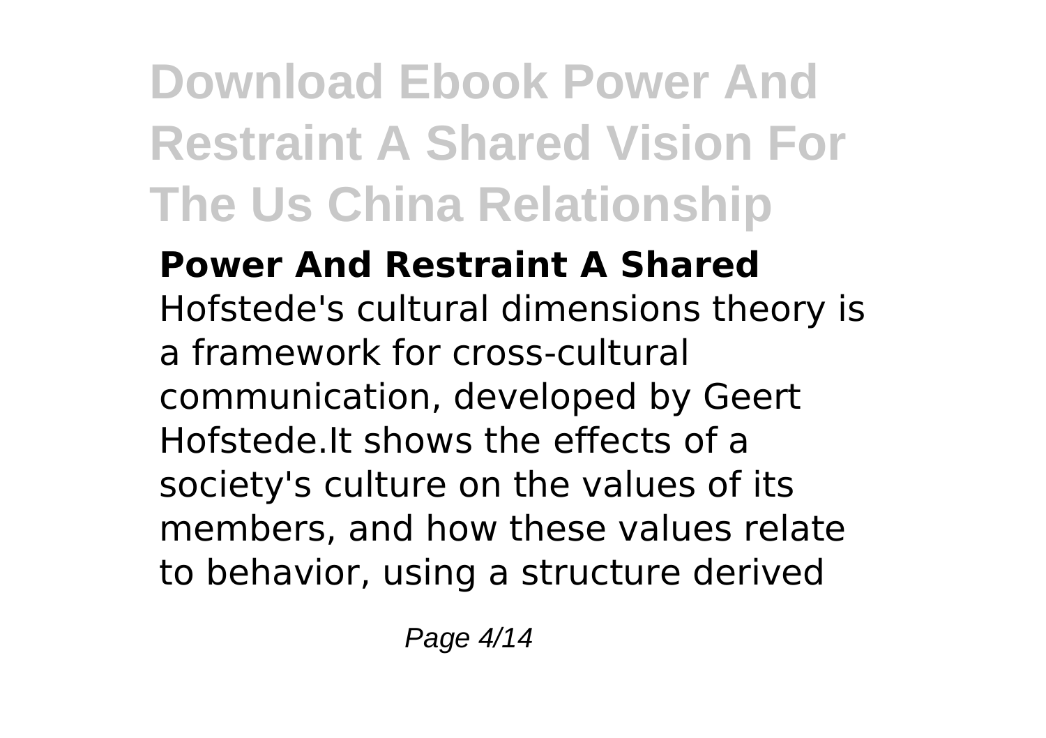# Download Ebook Power And Restraint A Shared Vision For The Us China Relationship

**Power And Restraint A Shared**

Hofstede's cultural dimensions theory is a framework for cross-cultural communication, developed by Geert Hofstede.It shows the effects of a society's culture on the values of its members, and how these values relate to behavior, using a structure derived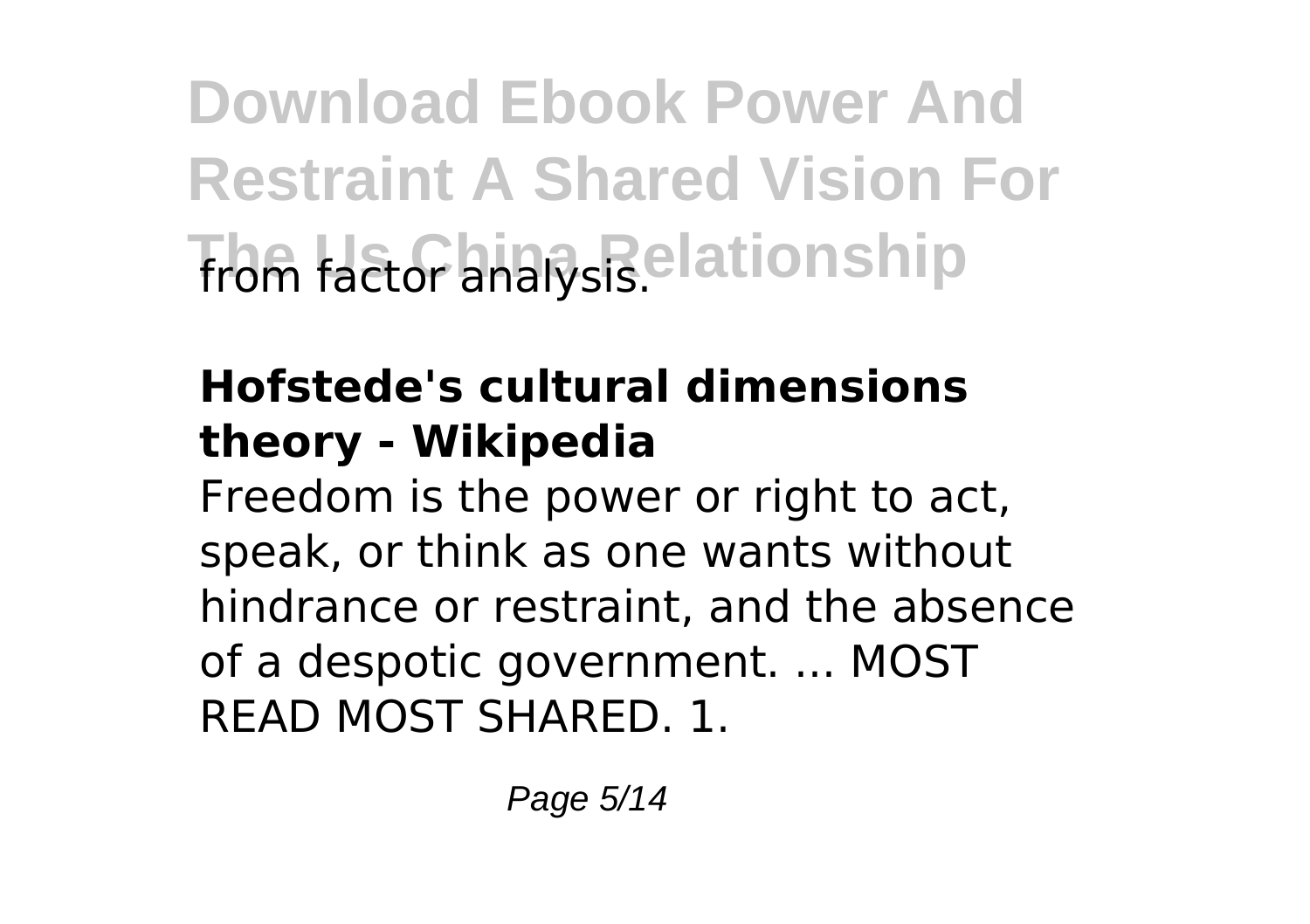from factor analysis.

**Hofstede's cultural dimensions theory - Wikipedia**

Freedom is the power or right to act, speak, or think as one wants without hindrance or restraint, and the absence of a despotic government. ... MOST READ MOST SHARED. 1.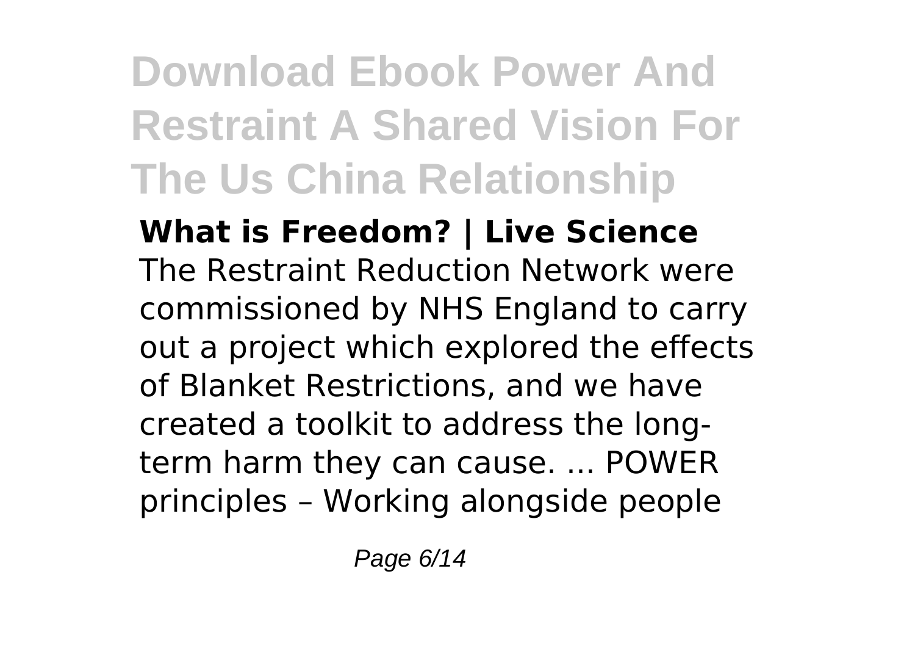# Download Ebook Power And Restraint A Shared Vision For The Us China Relationship

**What is Freedom? | Live Science**

The Restraint Reduction Network were commissioned by NHS England to carry out a project which explored the effects of Blanket Restrictions, and we have created a toolkit to address the long-term harm they can cause. ... POWER principles – Working alongside people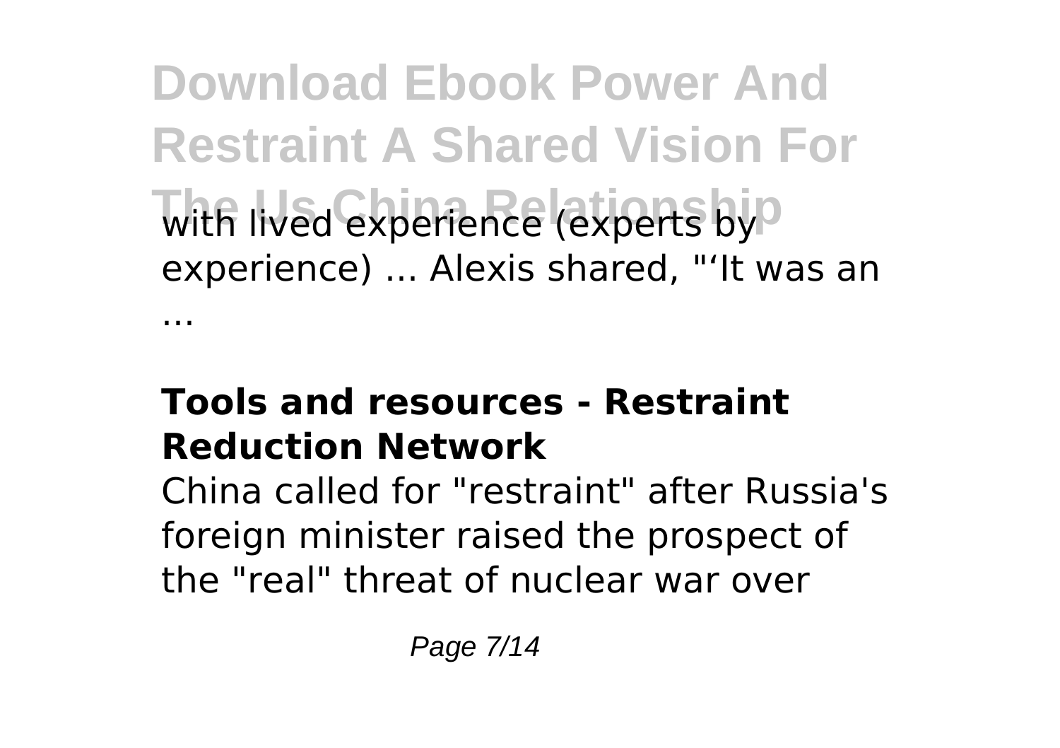with lived experience (experts by experience) ... Alexis shared, "'It was an ...

### **Tools and resources - Restraint Reduction Network**

China called for "restraint" after Russia's foreign minister raised the prospect of the "real" threat of nuclear war over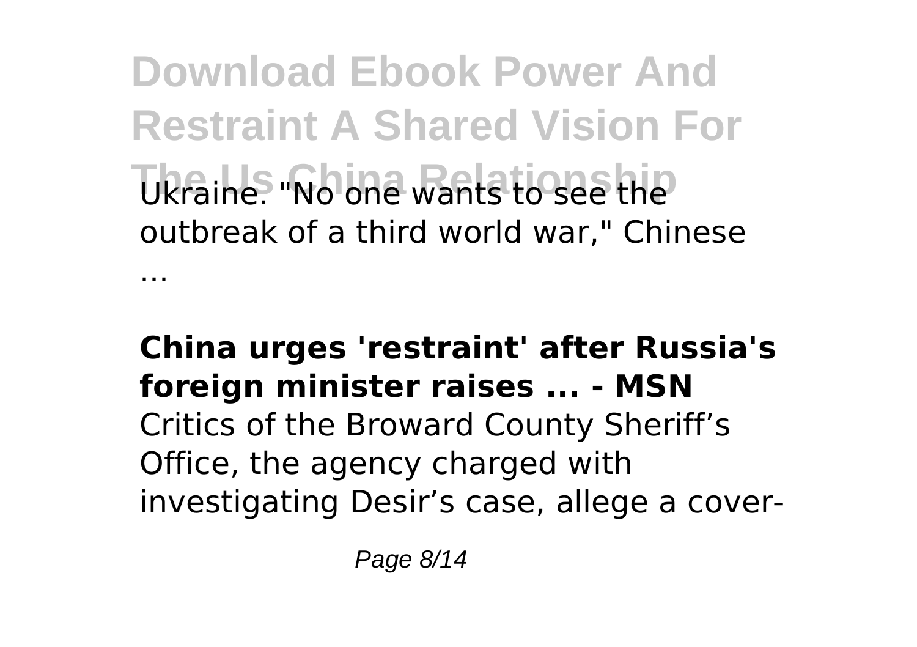Ukraine. "No one wants to see the outbreak of a third world war," Chinese ...

**China urges 'restraint' after Russia's foreign minister raises ... - MSN**

Critics of the Broward County Sheriff's Office, the agency charged with investigating Desir's case, allege a cover-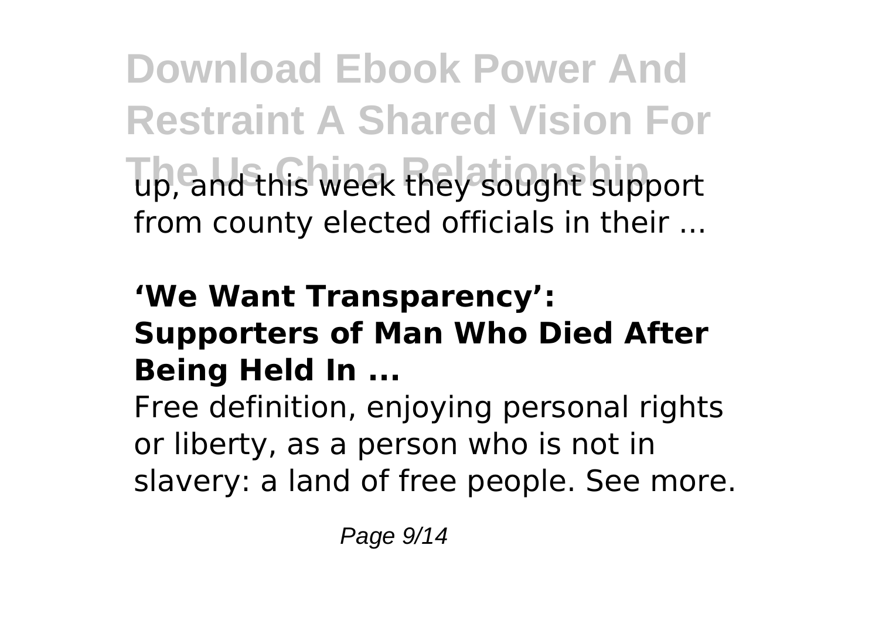up, and this week they sought support from county elected officials in their ...

### 'We Want Transparency': Supporters of Man Who Died After Being Held In ...

Free definition, enjoying personal rights or liberty, as a person who is not in slavery: a land of free people. See more.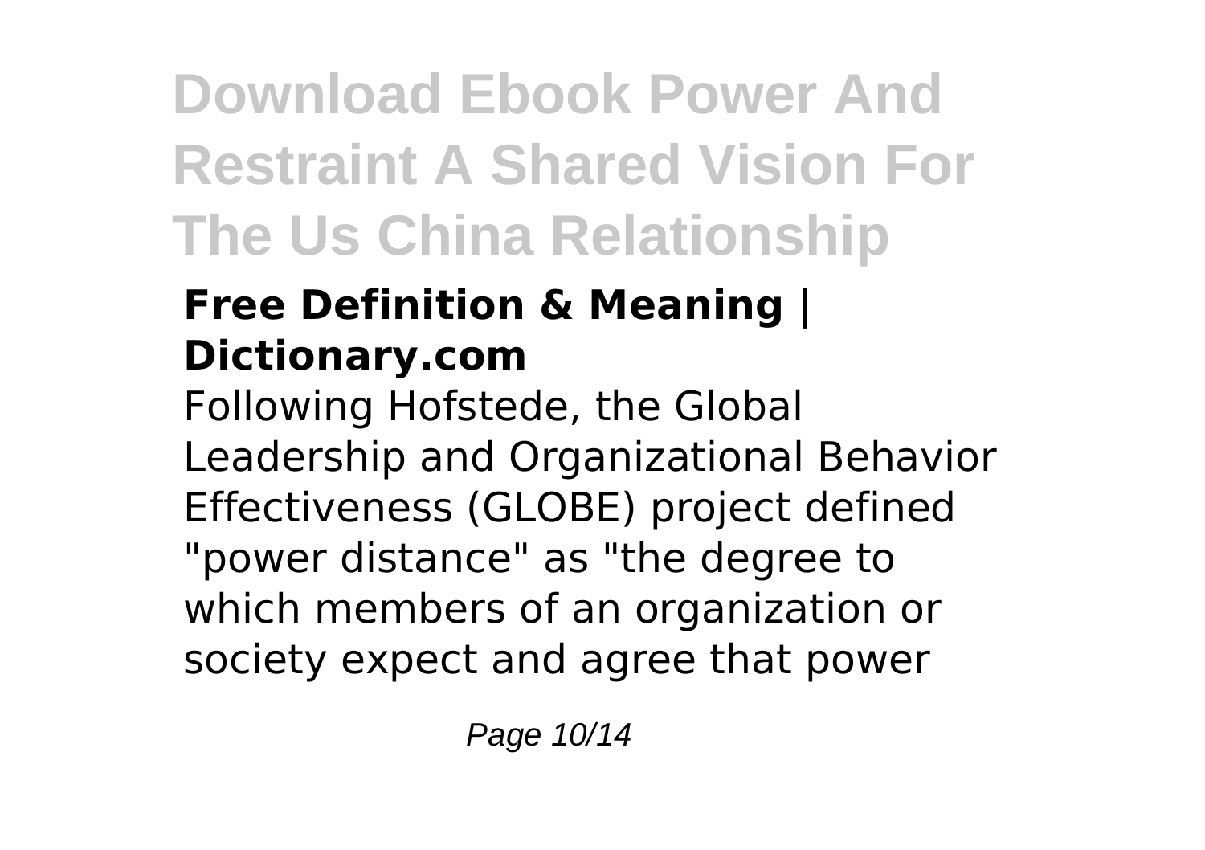# Download Ebook Power And Restraint A Shared Vision For The Us China Relationship

## Free Definition & Meaning | Dictionary.com

Following Hofstede, the Global Leadership and Organizational Behavior Effectiveness (GLOBE) project defined "power distance" as "the degree to which members of an organization or society expect and agree that power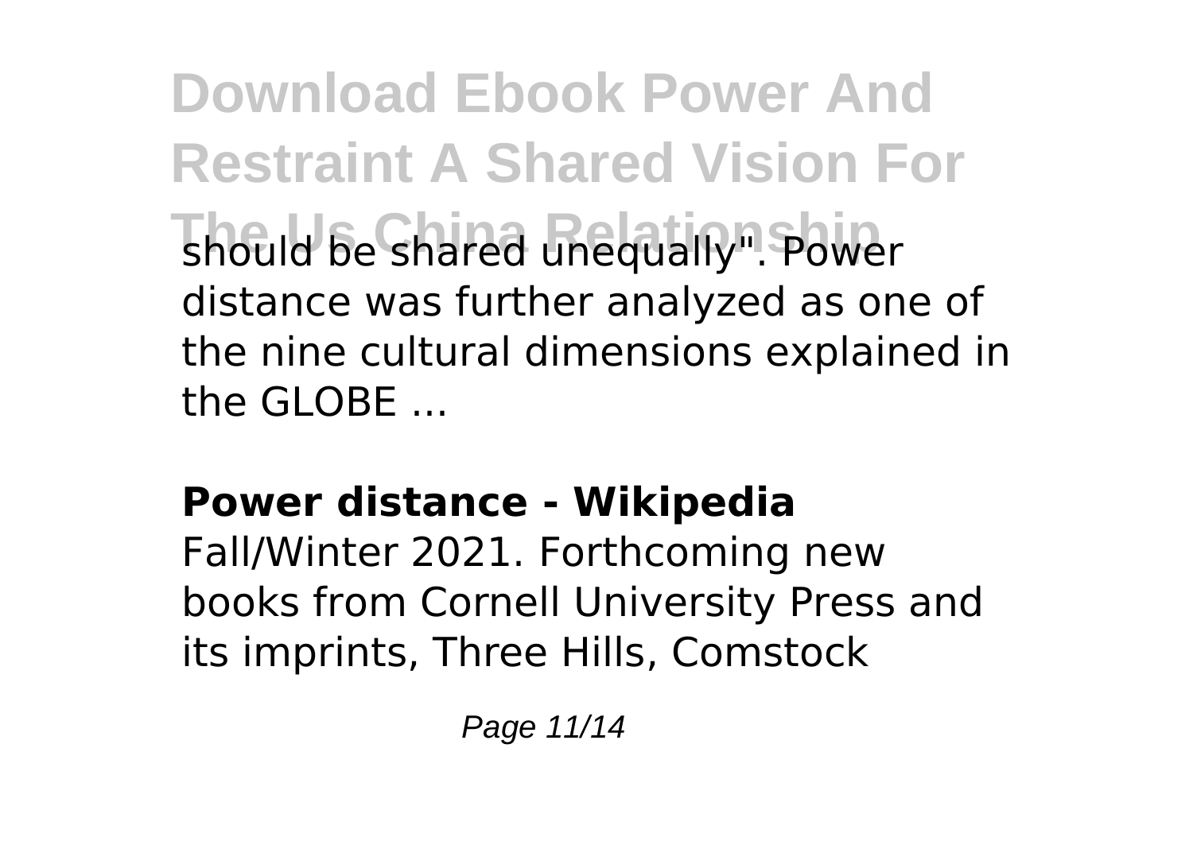should be shared unequally". Power distance was further analyzed as one of the nine cultural dimensions explained in the GLOBE ...

## Power distance - Wikipedia

Fall/Winter 2021. Forthcoming new books from Cornell University Press and its imprints, Three Hills, Comstock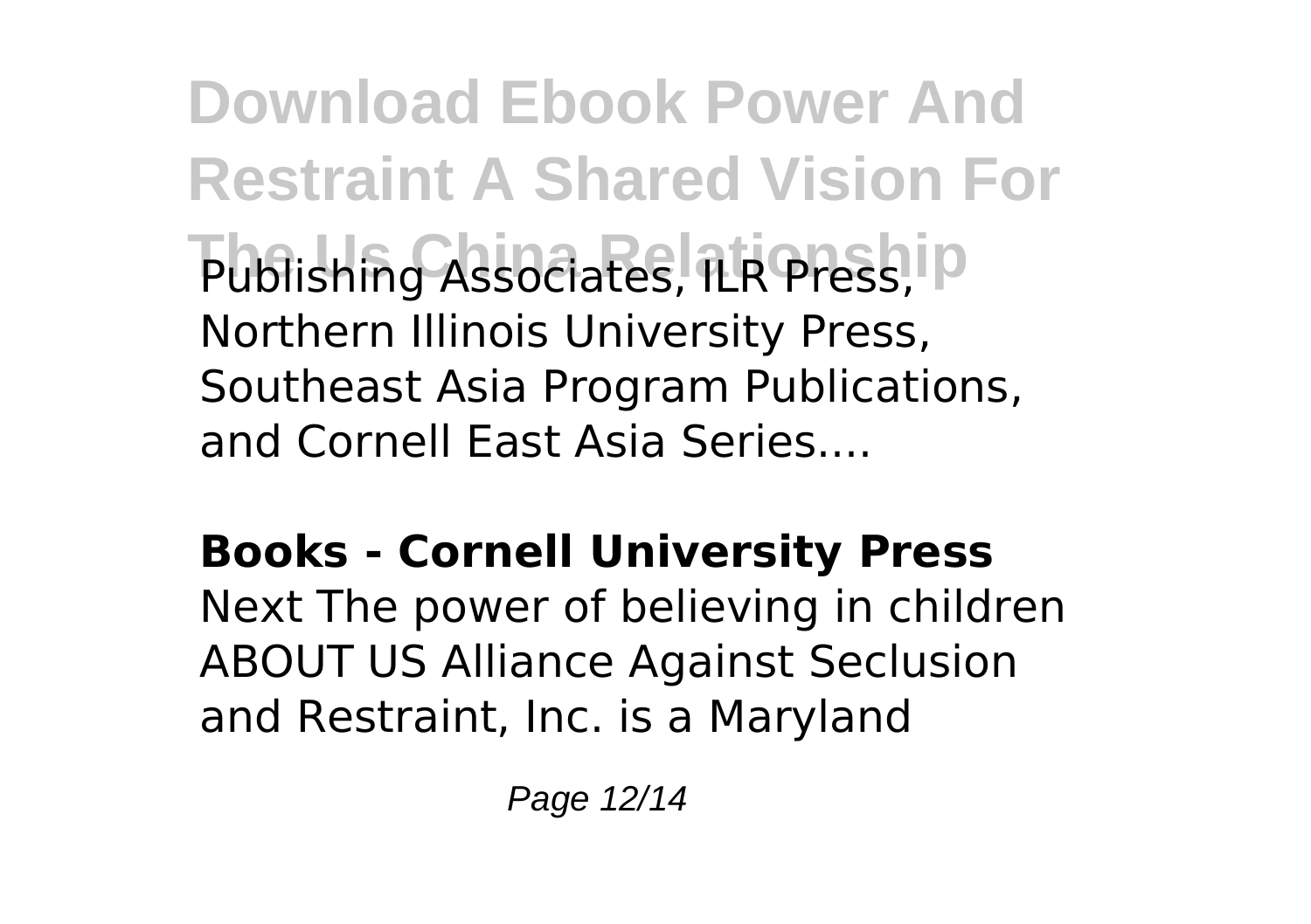Publishing Associates, ILR Press, Northern Illinois University Press, Southeast Asia Program Publications, and Cornell East Asia Series....

**Books - Cornell University Press**

Next The power of believing in children ABOUT US Alliance Against Seclusion and Restraint, Inc. is a Maryland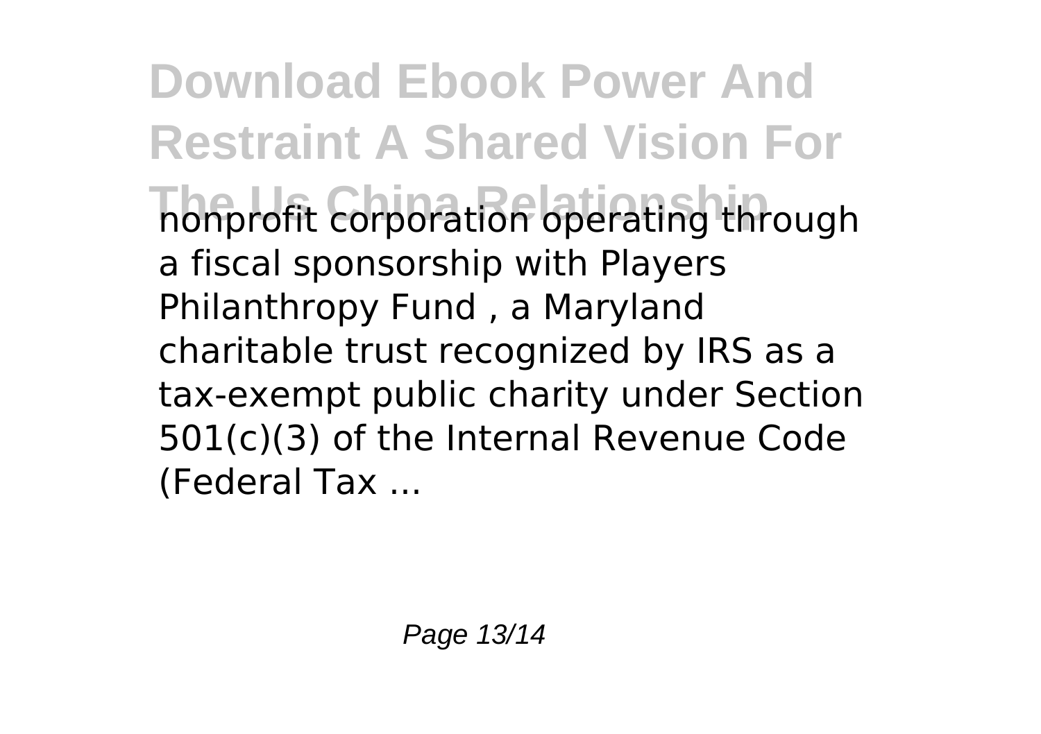nonprofit corporation operating through a fiscal sponsorship with Players Philanthropy Fund , a Maryland charitable trust recognized by IRS as a tax-exempt public charity under Section 501(c)(3) of the Internal Revenue Code (Federal Tax ...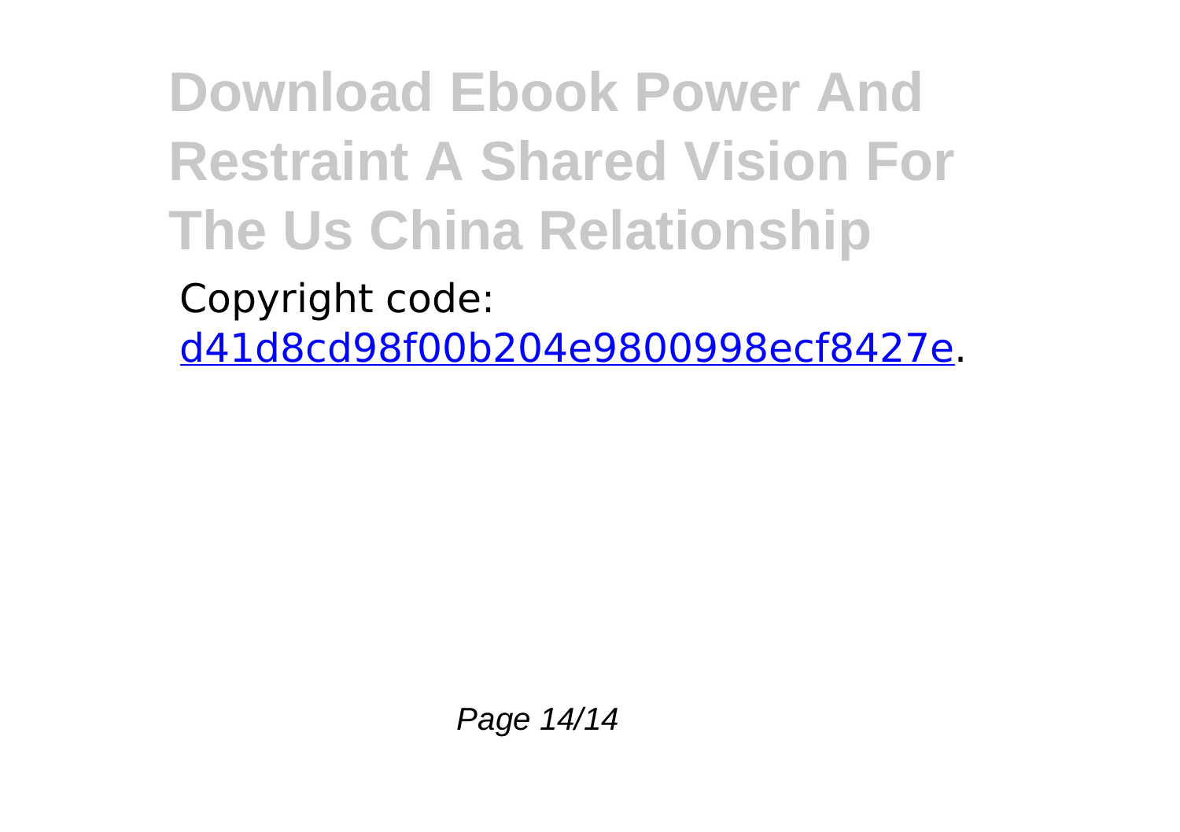Copyright code: d41d8cd98f00b204e9800998ecf8427e.